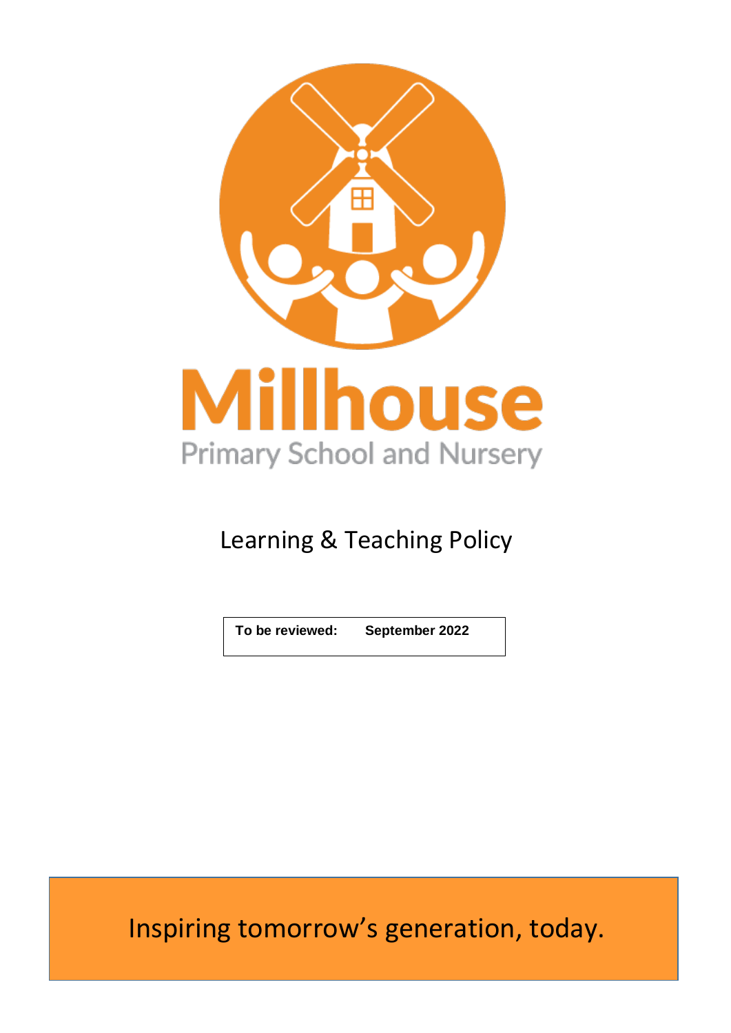# Millhouse

Primary School and Nursery

## Learning & Teaching Policy

| To be reviewed: | September 2022 |
|---|---|

Inspiring tomorrow's generation, today.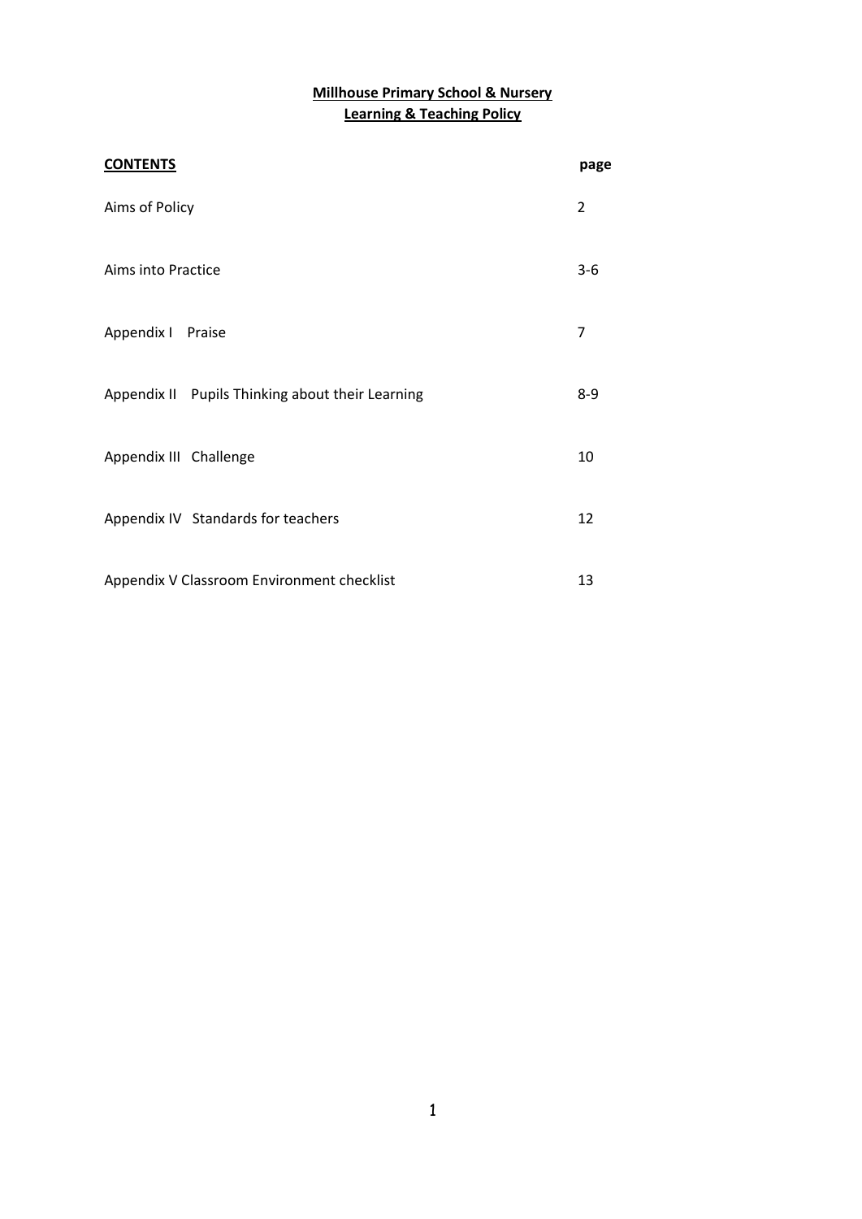**Millhouse Primary School & Nursery**
**Learning & Teaching Policy**

| **CONTENTS** | **page** |
| --- | --- |
| Aims of Policy | 2 |
| Aims into Practice | 3-6 |
| Appendix I Praise | 7 |
| Appendix II Pupils Thinking about their Learning | 8-9 |
| Appendix III Challenge | 10 |
| Appendix IV Standards for teachers | 12 |
| Appendix V Classroom Environment checklist | 13 |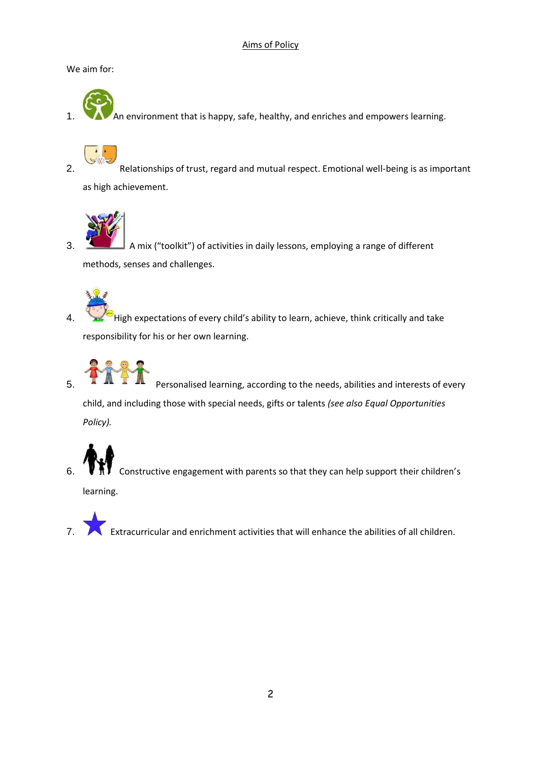Aims of Policy

We aim for:

1. An environment that is happy, safe, healthy, and enriches and empowers learning.

2. Relationships of trust, regard and mutual respect. Emotional well-being is as important as high achievement.

3. A mix ("toolkit") of activities in daily lessons, employing a range of different methods, senses and challenges.

4. High expectations of every child's ability to learn, achieve, think critically and take responsibility for his or her own learning.

5. Personalised learning, according to the needs, abilities and interests of every child, and including those with special needs, gifts or talents *(see also Equal Opportunities Policy).*

6. Constructive engagement with parents so that they can help support their children's learning.

7. Extracurricular and enrichment activities that will enhance the abilities of all children.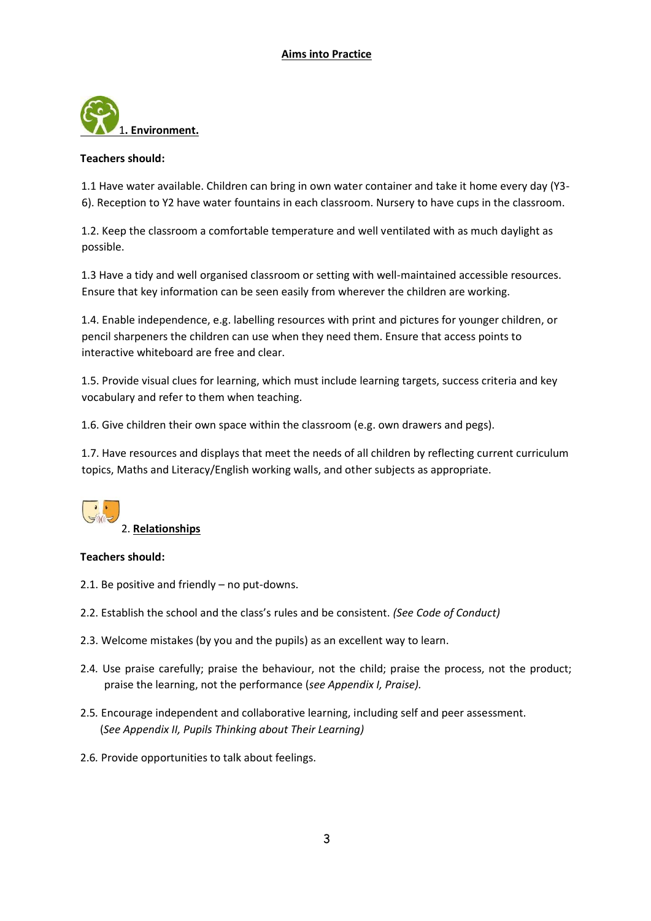# Aims into Practice

## 1. Environment.

**Teachers should:**

1.1 Have water available. Children can bring in own water container and take it home every day (Y3-6). Reception to Y2 have water fountains in each classroom. Nursery to have cups in the classroom.

1.2. Keep the classroom a comfortable temperature and well ventilated with as much daylight as possible.

1.3 Have a tidy and well organised classroom or setting with well-maintained accessible resources. Ensure that key information can be seen easily from wherever the children are working.

1.4. Enable independence, e.g. labelling resources with print and pictures for younger children, or pencil sharpeners the children can use when they need them. Ensure that access points to interactive whiteboard are free and clear.

1.5. Provide visual clues for learning, which must include learning targets, success criteria and key vocabulary and refer to them when teaching.

1.6. Give children their own space within the classroom (e.g. own drawers and pegs).

1.7. Have resources and displays that meet the needs of all children by reflecting current curriculum topics, Maths and Literacy/English working walls, and other subjects as appropriate.

## 2. Relationships

**Teachers should:**

2.1. Be positive and friendly – no put-downs.

2.2. Establish the school and the class's rules and be consistent. *(See Code of Conduct)*

2.3. Welcome mistakes (by you and the pupils) as an excellent way to learn.

2.4. Use praise carefully; praise the behaviour, not the child; praise the process, not the product; praise the learning, not the performance (*see Appendix I, Praise).*

2.5. Encourage independent and collaborative learning, including self and peer assessment. (*See Appendix II, Pupils Thinking about Their Learning)*

2.6. Provide opportunities to talk about feelings.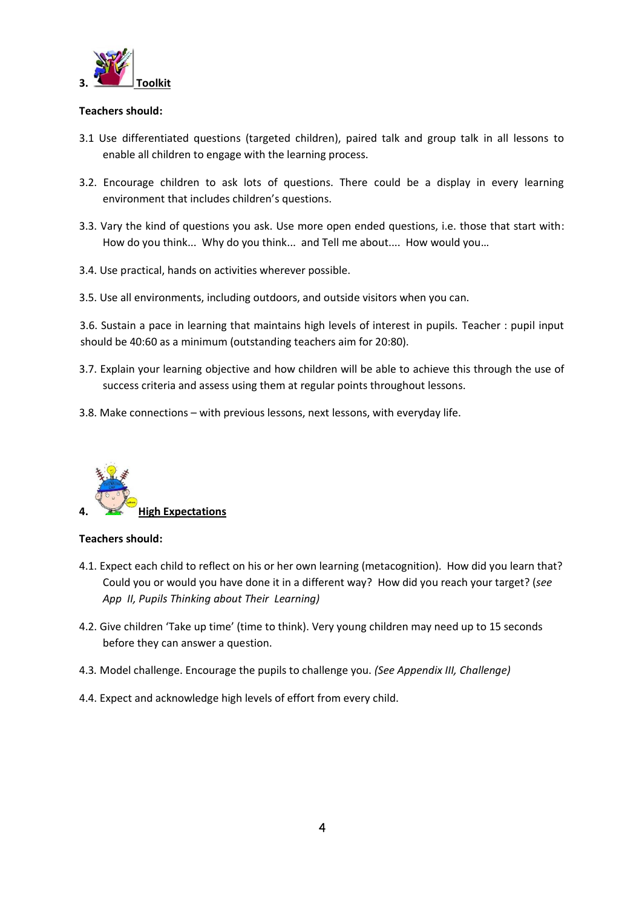## 3. Toolkit

**Teachers should:**

3.1 Use differentiated questions (targeted children), paired talk and group talk in all lessons to enable all children to engage with the learning process.

3.2. Encourage children to ask lots of questions. There could be a display in every learning environment that includes children's questions.

3.3. Vary the kind of questions you ask. Use more open ended questions, i.e. those that start with: How do you think... Why do you think... and Tell me about.... How would you…

3.4. Use practical, hands on activities wherever possible.

3.5. Use all environments, including outdoors, and outside visitors when you can.

3.6. Sustain a pace in learning that maintains high levels of interest in pupils. Teacher : pupil input should be 40:60 as a minimum (outstanding teachers aim for 20:80).

3.7. Explain your learning objective and how children will be able to achieve this through the use of success criteria and assess using them at regular points throughout lessons.

3.8. Make connections – with previous lessons, next lessons, with everyday life.

## 4. High Expectations

**Teachers should:**

4.1. Expect each child to reflect on his or her own learning (metacognition). How did you learn that? Could you or would you have done it in a different way? How did you reach your target? (*see App II, Pupils Thinking about Their Learning)*

4.2. Give children 'Take up time' (time to think). Very young children may need up to 15 seconds before they can answer a question.

4.3. Model challenge. Encourage the pupils to challenge you. *(See Appendix III, Challenge)*

4.4. Expect and acknowledge high levels of effort from every child.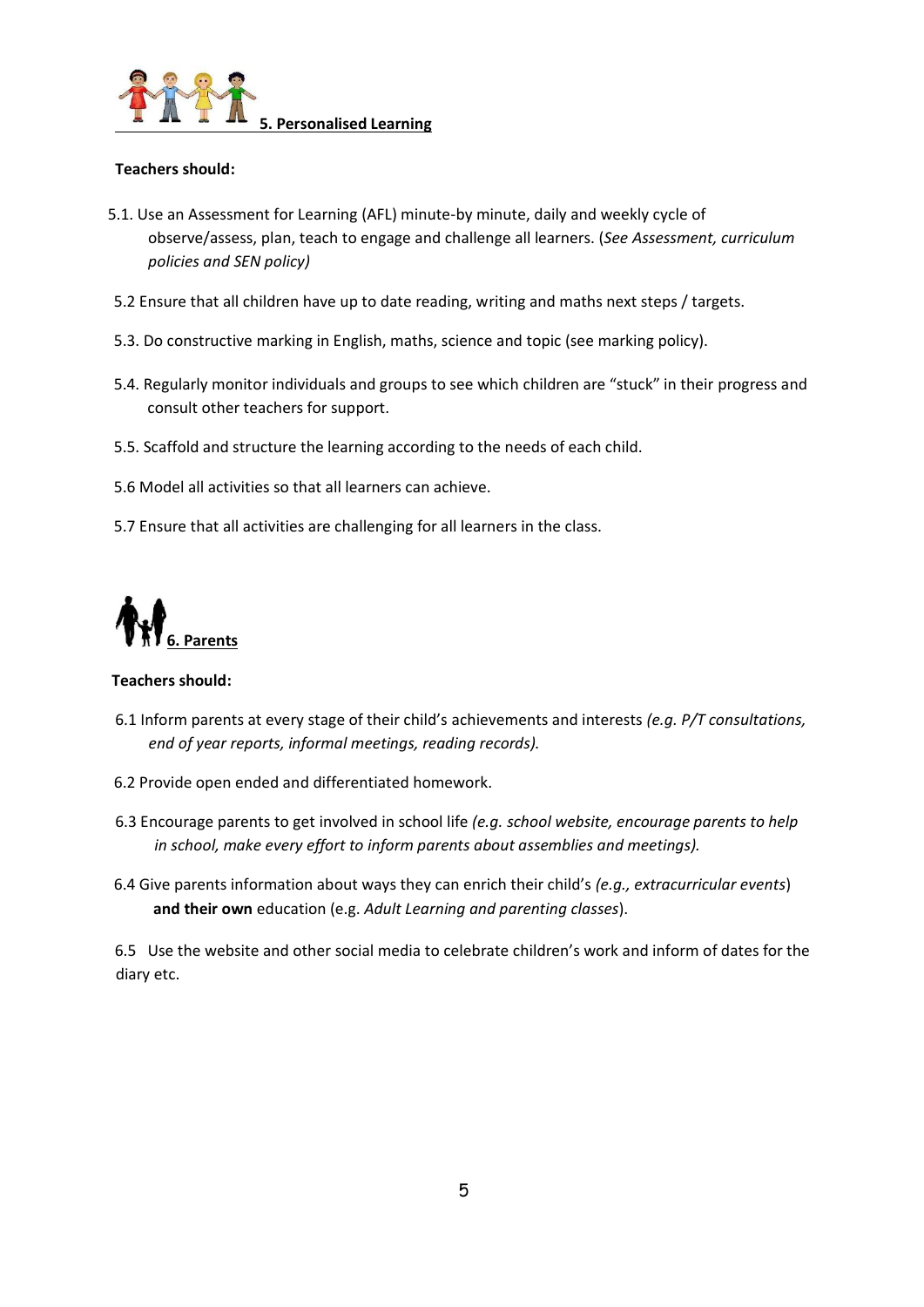## 5. Personalised Learning

**Teachers should:**

5.1. Use an Assessment for Learning (AFL) minute-by minute, daily and weekly cycle of observe/assess, plan, teach to engage and challenge all learners. (*See Assessment, curriculum policies and SEN policy)*

5.2 Ensure that all children have up to date reading, writing and maths next steps / targets.

5.3. Do constructive marking in English, maths, science and topic (see marking policy).

5.4. Regularly monitor individuals and groups to see which children are "stuck" in their progress and consult other teachers for support.

5.5. Scaffold and structure the learning according to the needs of each child.

5.6 Model all activities so that all learners can achieve.

5.7 Ensure that all activities are challenging for all learners in the class.

## 6. Parents

**Teachers should:**

6.1 Inform parents at every stage of their child's achievements and interests *(e.g. P/T consultations, end of year reports, informal meetings, reading records).*

6.2 Provide open ended and differentiated homework.

6.3 Encourage parents to get involved in school life *(e.g. school website, encourage parents to help in school, make every effort to inform parents about assemblies and meetings).*

6.4 Give parents information about ways they can enrich their child's *(e.g., extracurricular events*) **and their own** education (e.g. *Adult Learning and parenting classes*).

6.5 Use the website and other social media to celebrate children's work and inform of dates for the diary etc.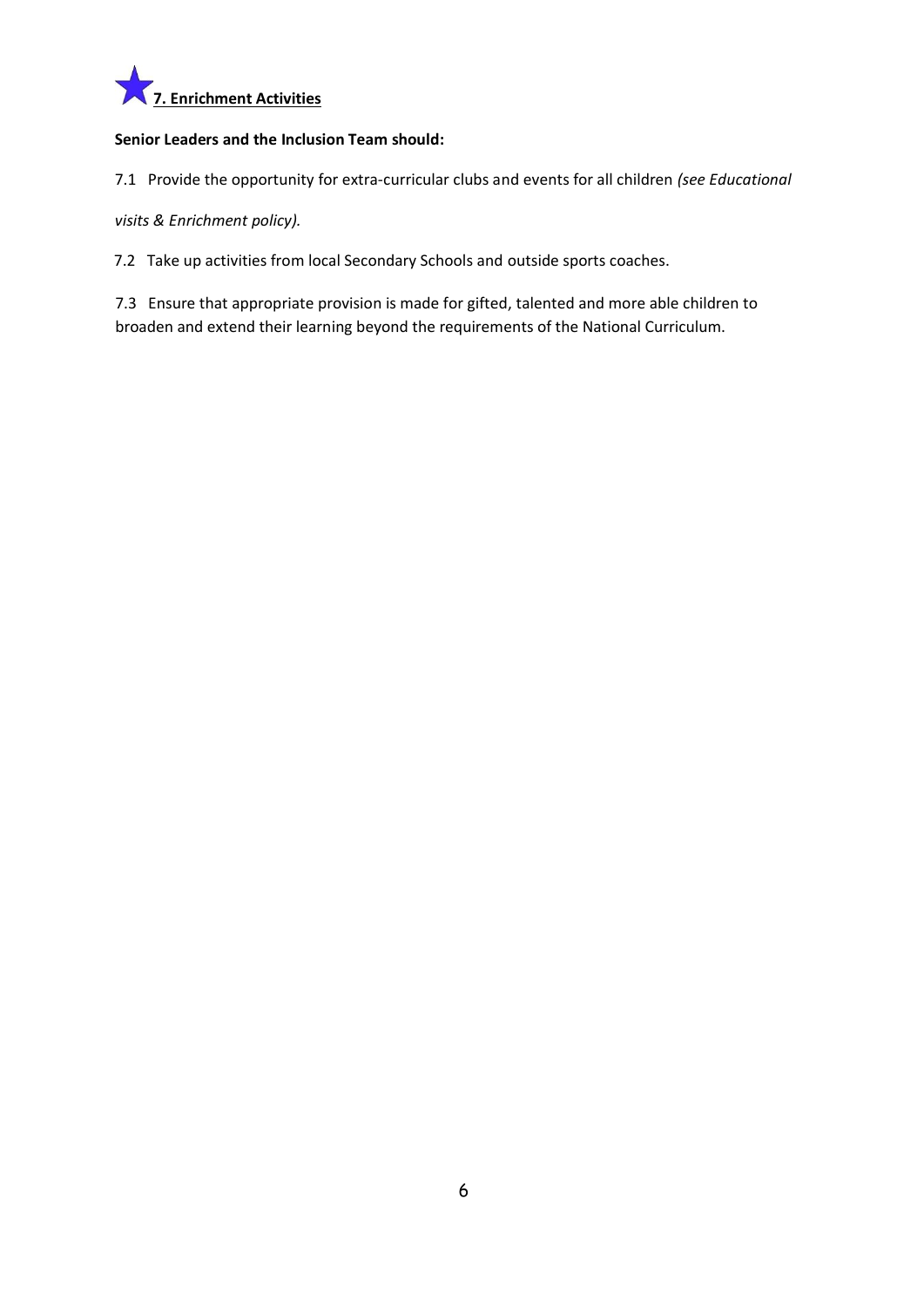## 7. Enrichment Activities

**Senior Leaders and the Inclusion Team should:**

7.1 Provide the opportunity for extra-curricular clubs and events for all children *(see Educational visits & Enrichment policy).*

7.2 Take up activities from local Secondary Schools and outside sports coaches.

7.3 Ensure that appropriate provision is made for gifted, talented and more able children to broaden and extend their learning beyond the requirements of the National Curriculum.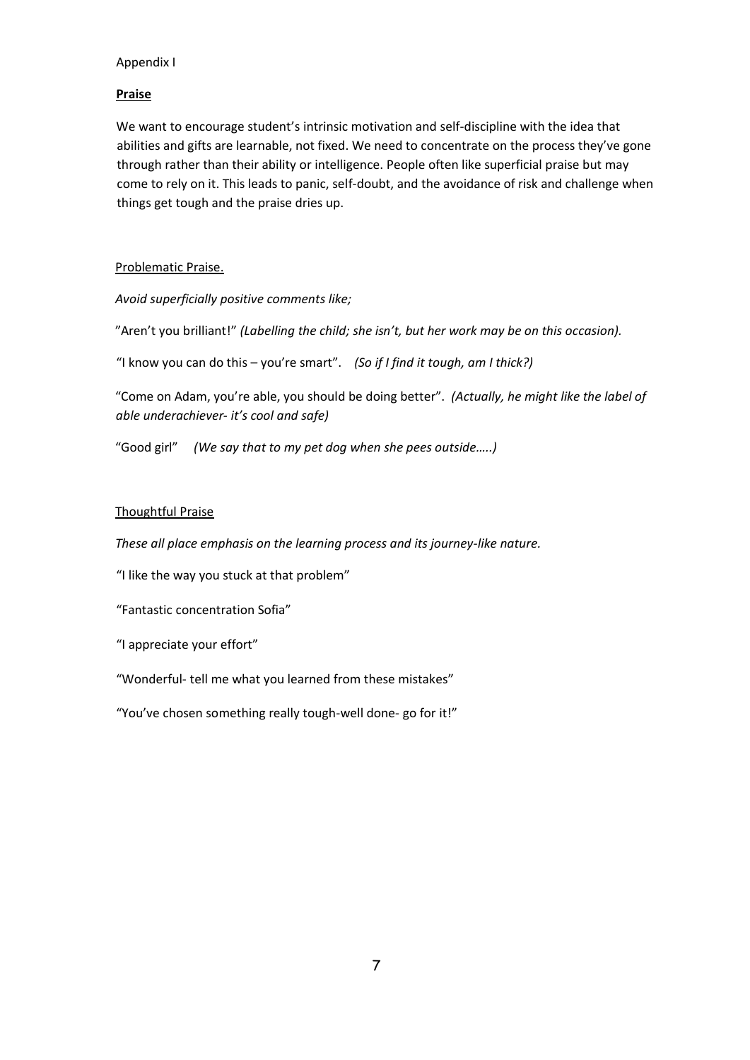Appendix I

**Praise**

We want to encourage student's intrinsic motivation and self-discipline with the idea that abilities and gifts are learnable, not fixed. We need to concentrate on the process they've gone through rather than their ability or intelligence. People often like superficial praise but may come to rely on it. This leads to panic, self-doubt, and the avoidance of risk and challenge when things get tough and the praise dries up.

Problematic Praise.

*Avoid superficially positive comments like;*

"Aren't you brilliant!" *(Labelling the child; she isn't, but her work may be on this occasion).*

"I know you can do this – you're smart". *(So if I find it tough, am I thick?)*

"Come on Adam, you're able, you should be doing better". *(Actually, he might like the label of able underachiever- it's cool and safe)*

"Good girl" *(We say that to my pet dog when she pees outside…..)*

Thoughtful Praise

*These all place emphasis on the learning process and its journey-like nature.*

"I like the way you stuck at that problem"

"Fantastic concentration Sofia"

"I appreciate your effort"

"Wonderful- tell me what you learned from these mistakes"

"You've chosen something really tough-well done- go for it!"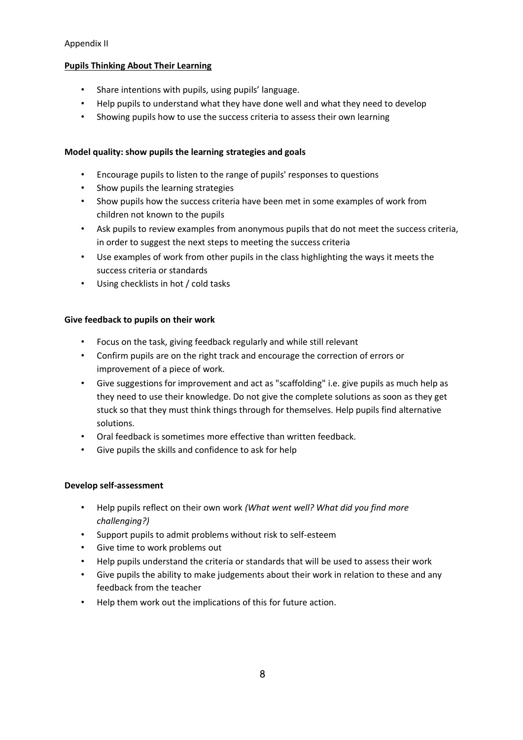Appendix II

## Pupils Thinking About Their Learning

- Share intentions with pupils, using pupils' language.
- Help pupils to understand what they have done well and what they need to develop
- Showing pupils how to use the success criteria to assess their own learning

### Model quality: show pupils the learning strategies and goals

- Encourage pupils to listen to the range of pupils' responses to questions
- Show pupils the learning strategies
- Show pupils how the success criteria have been met in some examples of work from children not known to the pupils
- Ask pupils to review examples from anonymous pupils that do not meet the success criteria, in order to suggest the next steps to meeting the success criteria
- Use examples of work from other pupils in the class highlighting the ways it meets the success criteria or standards
- Using checklists in hot / cold tasks

### Give feedback to pupils on their work

- Focus on the task, giving feedback regularly and while still relevant
- Confirm pupils are on the right track and encourage the correction of errors or improvement of a piece of work.
- Give suggestions for improvement and act as "scaffolding" i.e. give pupils as much help as they need to use their knowledge. Do not give the complete solutions as soon as they get stuck so that they must think things through for themselves. Help pupils find alternative solutions.
- Oral feedback is sometimes more effective than written feedback.
- Give pupils the skills and confidence to ask for help

### Develop self-assessment

- Help pupils reflect on their own work *(What went well? What did you find more challenging?)*
- Support pupils to admit problems without risk to self-esteem
- Give time to work problems out
- Help pupils understand the criteria or standards that will be used to assess their work
- Give pupils the ability to make judgements about their work in relation to these and any feedback from the teacher
- Help them work out the implications of this for future action.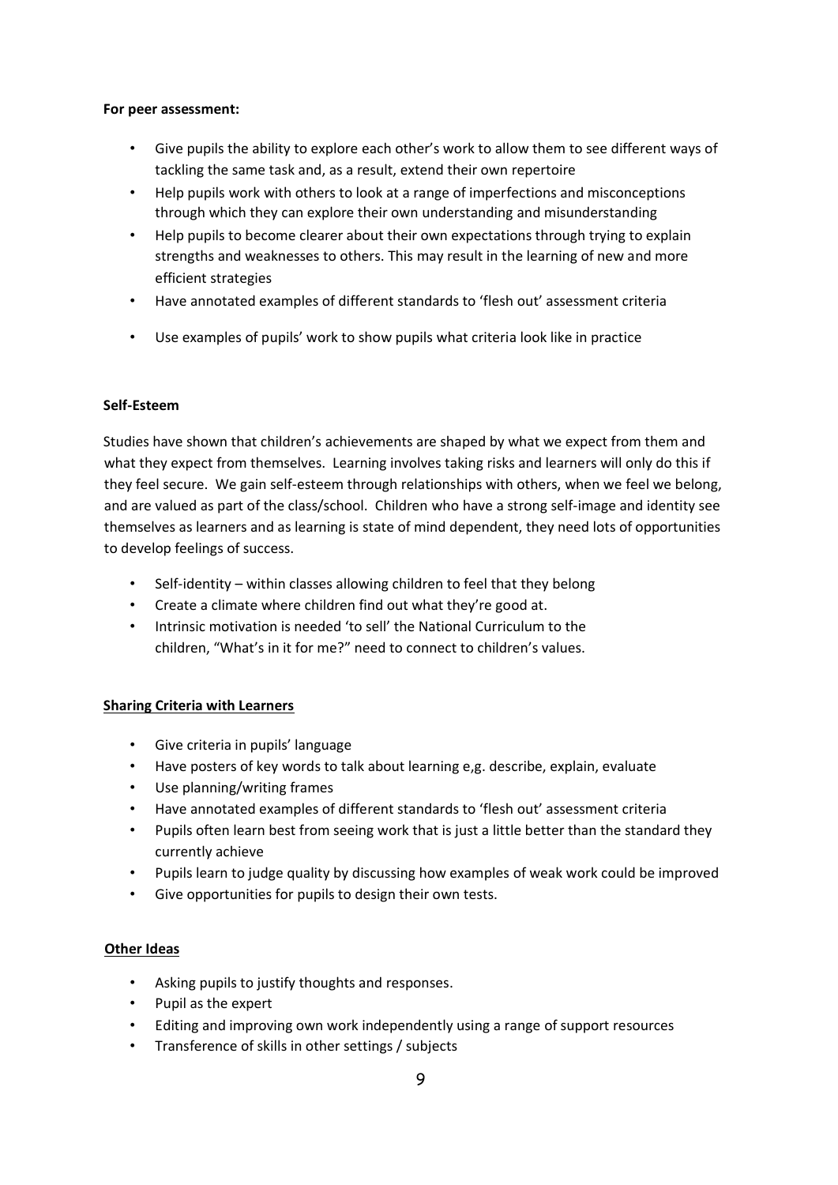**For peer assessment:**

- Give pupils the ability to explore each other's work to allow them to see different ways of tackling the same task and, as a result, extend their own repertoire
- Help pupils work with others to look at a range of imperfections and misconceptions through which they can explore their own understanding and misunderstanding
- Help pupils to become clearer about their own expectations through trying to explain strengths and weaknesses to others. This may result in the learning of new and more efficient strategies
- Have annotated examples of different standards to 'flesh out' assessment criteria
- Use examples of pupils' work to show pupils what criteria look like in practice

**Self-Esteem**

Studies have shown that children's achievements are shaped by what we expect from them and what they expect from themselves. Learning involves taking risks and learners will only do this if they feel secure. We gain self-esteem through relationships with others, when we feel we belong, and are valued as part of the class/school. Children who have a strong self-image and identity see themselves as learners and as learning is state of mind dependent, they need lots of opportunities to develop feelings of success.

- Self-identity – within classes allowing children to feel that they belong
- Create a climate where children find out what they're good at.
- Intrinsic motivation is needed 'to sell' the National Curriculum to the children, "What's in it for me?" need to connect to children's values.

**Sharing Criteria with Learners**

- Give criteria in pupils' language
- Have posters of key words to talk about learning e,g. describe, explain, evaluate
- Use planning/writing frames
- Have annotated examples of different standards to 'flesh out' assessment criteria
- Pupils often learn best from seeing work that is just a little better than the standard they currently achieve
- Pupils learn to judge quality by discussing how examples of weak work could be improved
- Give opportunities for pupils to design their own tests.

**Other Ideas**

- Asking pupils to justify thoughts and responses.
- Pupil as the expert
- Editing and improving own work independently using a range of support resources
- Transference of skills in other settings / subjects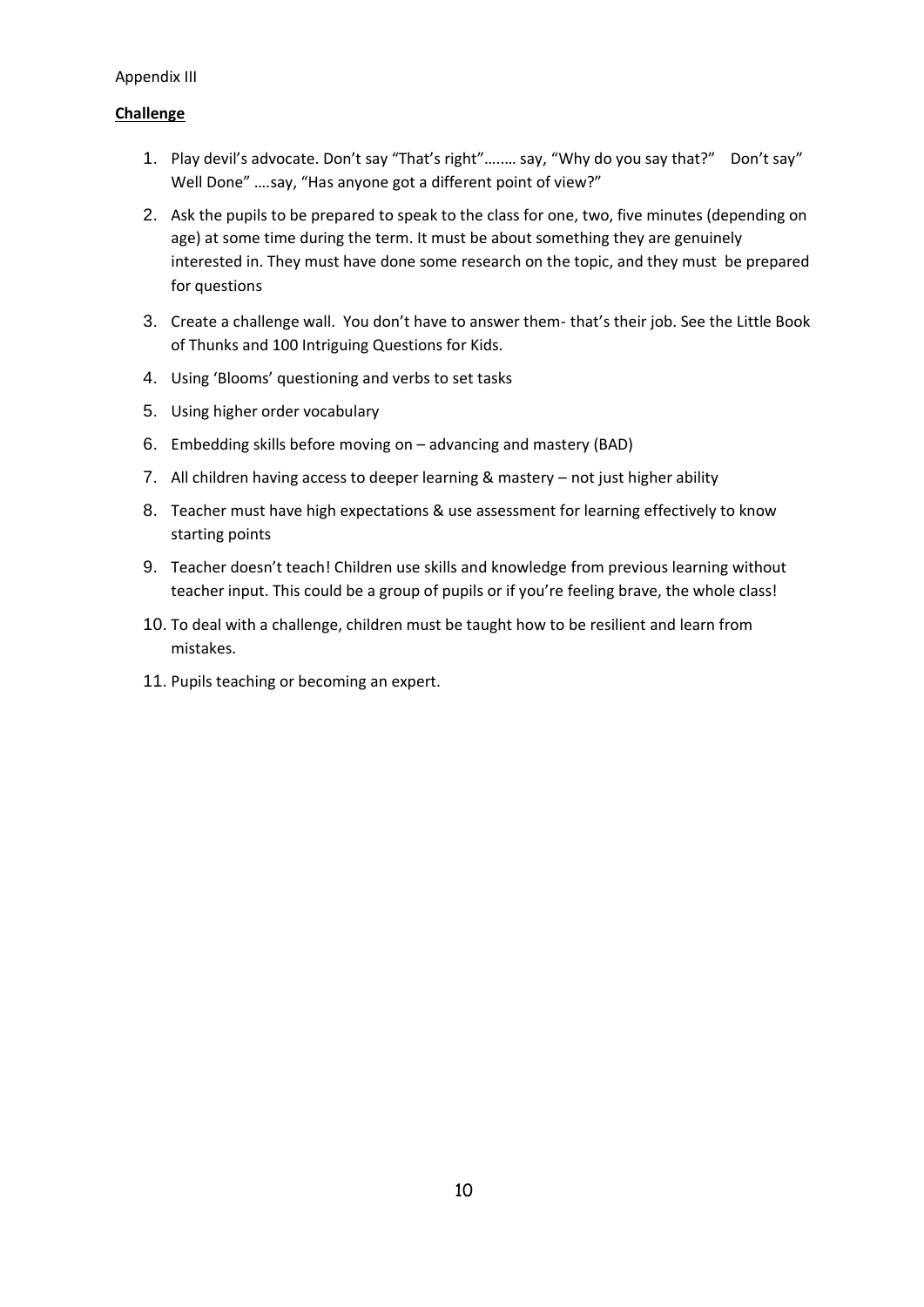Appendix III

**Challenge**

1. Play devil's advocate. Don't say "That's right"….…. say, "Why do you say that?" Don't say" Well Done" ….say, "Has anyone got a different point of view?"
2. Ask the pupils to be prepared to speak to the class for one, two, five minutes (depending on age) at some time during the term. It must be about something they are genuinely interested in. They must have done some research on the topic, and they must be prepared for questions
3. Create a challenge wall. You don't have to answer them- that's their job. See the Little Book of Thunks and 100 Intriguing Questions for Kids.
4. Using 'Blooms' questioning and verbs to set tasks
5. Using higher order vocabulary
6. Embedding skills before moving on – advancing and mastery (BAD)
7. All children having access to deeper learning & mastery – not just higher ability
8. Teacher must have high expectations & use assessment for learning effectively to know starting points
9. Teacher doesn't teach! Children use skills and knowledge from previous learning without teacher input. This could be a group of pupils or if you're feeling brave, the whole class!
10. To deal with a challenge, children must be taught how to be resilient and learn from mistakes.
11. Pupils teaching or becoming an expert.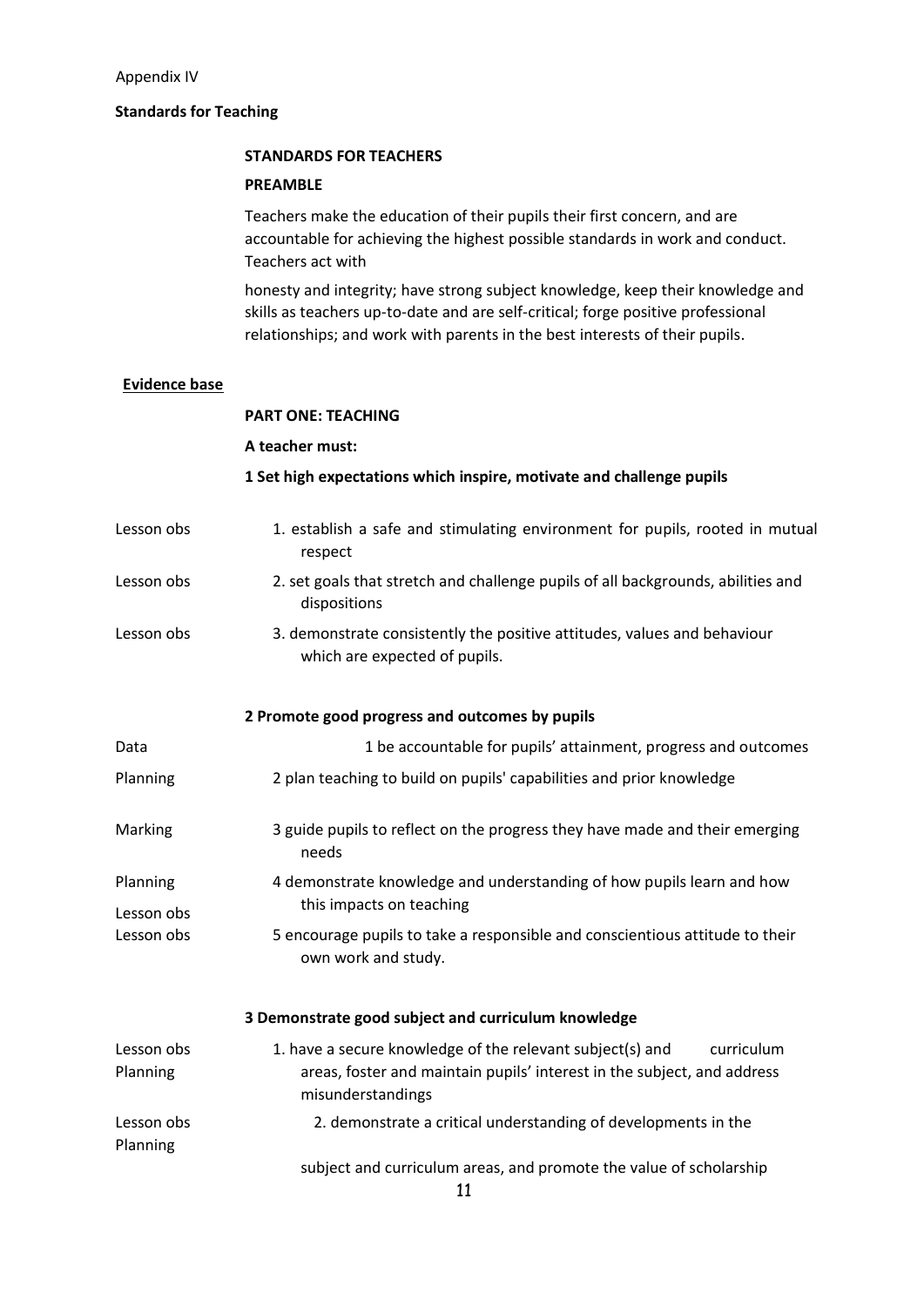Appendix IV

**Standards for Teaching**

**STANDARDS FOR TEACHERS**

**PREAMBLE**

Teachers make the education of their pupils their first concern, and are accountable for achieving the highest possible standards in work and conduct. Teachers act with

honesty and integrity; have strong subject knowledge, keep their knowledge and skills as teachers up-to-date and are self-critical; forge positive professional relationships; and work with parents in the best interests of their pupils.

| **Evidence base** | |
|---|---|
| | **PART ONE: TEACHING** |
| | **A teacher must:** |
| | **1 Set high expectations which inspire, motivate and challenge pupils** |
| Lesson obs | 1. establish a safe and stimulating environment for pupils, rooted in mutual respect |
| Lesson obs | 2. set goals that stretch and challenge pupils of all backgrounds, abilities and dispositions |
| Lesson obs | 3. demonstrate consistently the positive attitudes, values and behaviour which are expected of pupils. |
| | **2 Promote good progress and outcomes by pupils** |
| Data | 1 be accountable for pupils' attainment, progress and outcomes |
| Planning | 2 plan teaching to build on pupils' capabilities and prior knowledge |
| Marking | 3 guide pupils to reflect on the progress they have made and their emerging needs |
| Planning<br>Lesson obs | 4 demonstrate knowledge and understanding of how pupils learn and how this impacts on teaching |
| Lesson obs | 5 encourage pupils to take a responsible and conscientious attitude to their own work and study. |
| | **3 Demonstrate good subject and curriculum knowledge** |
| Lesson obs<br>Planning | 1. have a secure knowledge of the relevant subject(s) and curriculum areas, foster and maintain pupils' interest in the subject, and address misunderstandings |
| Lesson obs<br>Planning | 2. demonstrate a critical understanding of developments in the subject and curriculum areas, and promote the value of scholarship |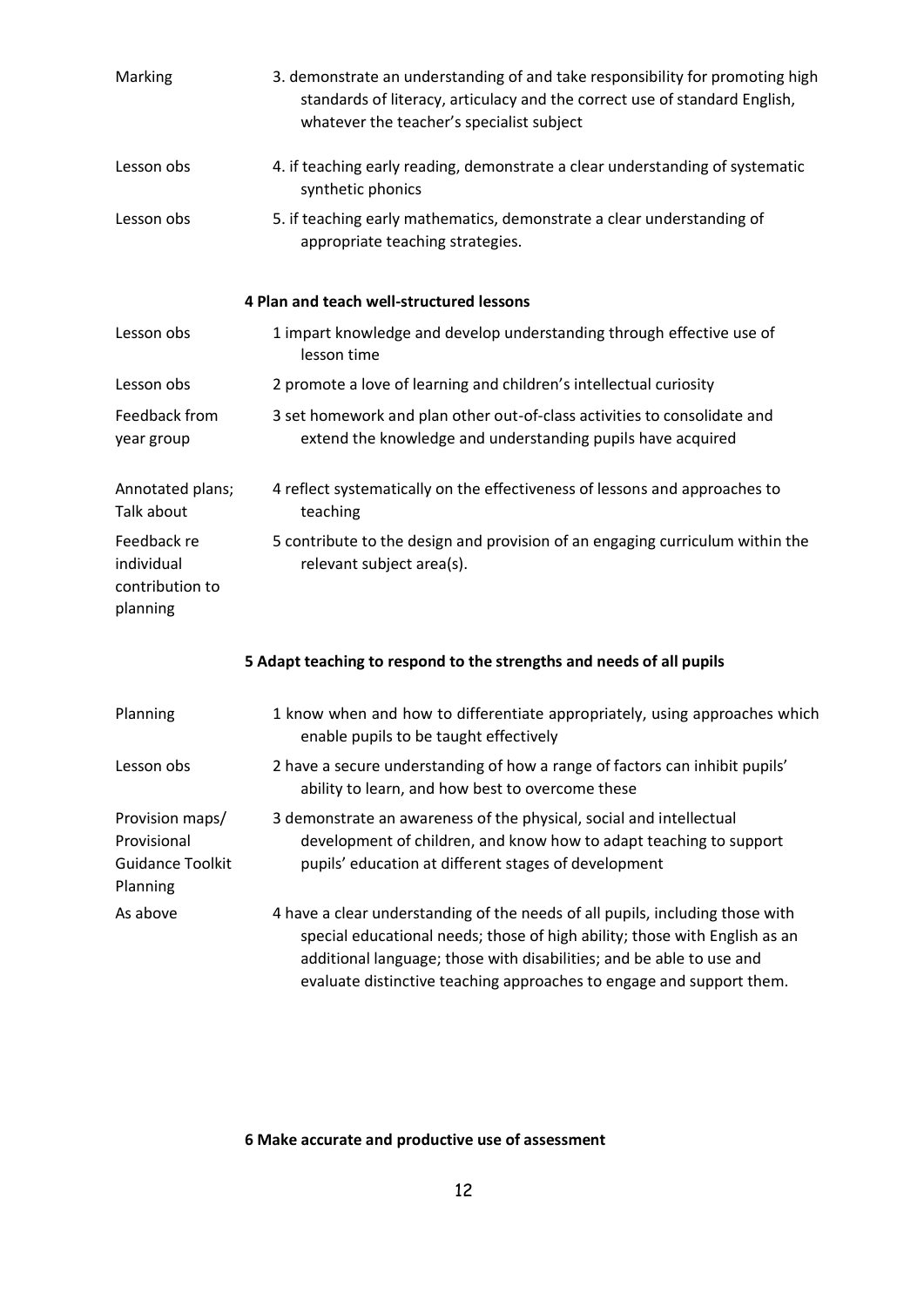| Evidence | Standard |
|---|---|
| Marking | 3. demonstrate an understanding of and take responsibility for promoting high standards of literacy, articulacy and the correct use of standard English, whatever the teacher's specialist subject |
| Lesson obs | 4. if teaching early reading, demonstrate a clear understanding of systematic synthetic phonics |
| Lesson obs | 5. if teaching early mathematics, demonstrate a clear understanding of appropriate teaching strategies. |

**4 Plan and teach well-structured lessons**

| Evidence | Standard |
|---|---|
| Lesson obs | 1 impart knowledge and develop understanding through effective use of lesson time |
| Lesson obs | 2 promote a love of learning and children's intellectual curiosity |
| Feedback from year group | 3 set homework and plan other out-of-class activities to consolidate and extend the knowledge and understanding pupils have acquired |
| Annotated plans; Talk about | 4 reflect systematically on the effectiveness of lessons and approaches to teaching |
| Feedback re individual contribution to planning | 5 contribute to the design and provision of an engaging curriculum within the relevant subject area(s). |

**5 Adapt teaching to respond to the strengths and needs of all pupils**

| Evidence | Standard |
|---|---|
| Planning | 1 know when and how to differentiate appropriately, using approaches which enable pupils to be taught effectively |
| Lesson obs | 2 have a secure understanding of how a range of factors can inhibit pupils' ability to learn, and how best to overcome these |
| Provision maps/ Provisional Guidance Toolkit Planning | 3 demonstrate an awareness of the physical, social and intellectual development of children, and know how to adapt teaching to support pupils' education at different stages of development |
| As above | 4 have a clear understanding of the needs of all pupils, including those with special educational needs; those of high ability; those with English as an additional language; those with disabilities; and be able to use and evaluate distinctive teaching approaches to engage and support them. |

**6 Make accurate and productive use of assessment**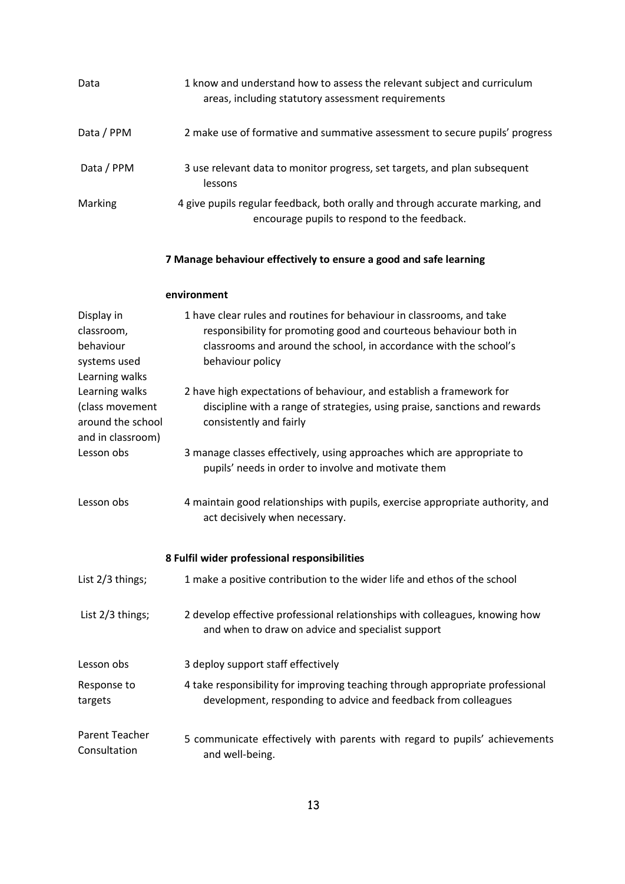| | |
|---|---|
| Data | 1 know and understand how to assess the relevant subject and curriculum areas, including statutory assessment requirements |
| Data / PPM | 2 make use of formative and summative assessment to secure pupils' progress |
| Data / PPM | 3 use relevant data to monitor progress, set targets, and plan subsequent lessons |
| Marking | 4 give pupils regular feedback, both orally and through accurate marking, and encourage pupils to respond to the feedback. |

**7 Manage behaviour effectively to ensure a good and safe learning environment**

| | |
|---|---|
| Display in classroom, behaviour systems used Learning walks | 1 have clear rules and routines for behaviour in classrooms, and take responsibility for promoting good and courteous behaviour both in classrooms and around the school, in accordance with the school's behaviour policy |
| Learning walks (class movement around the school and in classroom) | 2 have high expectations of behaviour, and establish a framework for discipline with a range of strategies, using praise, sanctions and rewards consistently and fairly |
| Lesson obs | 3 manage classes effectively, using approaches which are appropriate to pupils' needs in order to involve and motivate them |
| Lesson obs | 4 maintain good relationships with pupils, exercise appropriate authority, and act decisively when necessary. |

**8 Fulfil wider professional responsibilities**

| | |
|---|---|
| List 2/3 things; | 1 make a positive contribution to the wider life and ethos of the school |
| List 2/3 things; | 2 develop effective professional relationships with colleagues, knowing how and when to draw on advice and specialist support |
| Lesson obs | 3 deploy support staff effectively |
| Response to targets | 4 take responsibility for improving teaching through appropriate professional development, responding to advice and feedback from colleagues |
| Parent Teacher Consultation | 5 communicate effectively with parents with regard to pupils' achievements and well-being. |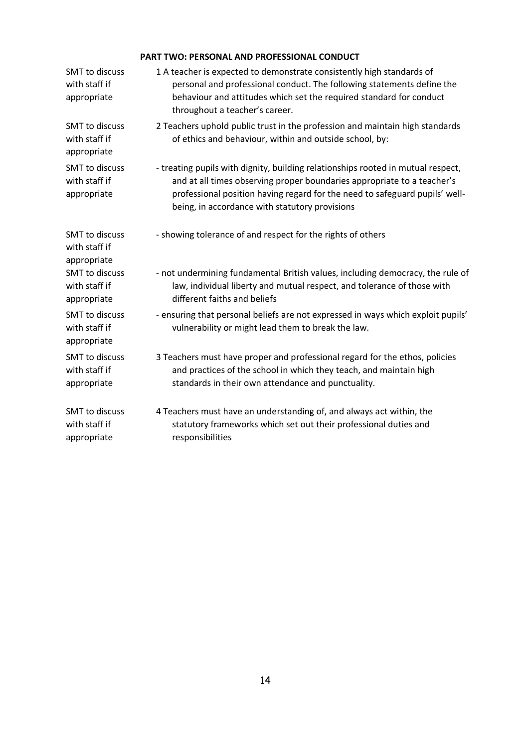**PART TWO: PERSONAL AND PROFESSIONAL CONDUCT**

| | |
|---|---|
| SMT to discuss with staff if appropriate | 1 A teacher is expected to demonstrate consistently high standards of personal and professional conduct. The following statements define the behaviour and attitudes which set the required standard for conduct throughout a teacher's career. |
| SMT to discuss with staff if appropriate | 2 Teachers uphold public trust in the profession and maintain high standards of ethics and behaviour, within and outside school, by: |
| SMT to discuss with staff if appropriate | - treating pupils with dignity, building relationships rooted in mutual respect, and at all times observing proper boundaries appropriate to a teacher's professional position having regard for the need to safeguard pupils' well-being, in accordance with statutory provisions |
| SMT to discuss with staff if appropriate | - showing tolerance of and respect for the rights of others |
| SMT to discuss with staff if appropriate | - not undermining fundamental British values, including democracy, the rule of law, individual liberty and mutual respect, and tolerance of those with different faiths and beliefs |
| SMT to discuss with staff if appropriate | - ensuring that personal beliefs are not expressed in ways which exploit pupils' vulnerability or might lead them to break the law. |
| SMT to discuss with staff if appropriate | 3 Teachers must have proper and professional regard for the ethos, policies and practices of the school in which they teach, and maintain high standards in their own attendance and punctuality. |
| SMT to discuss with staff if appropriate | 4 Teachers must have an understanding of, and always act within, the statutory frameworks which set out their professional duties and responsibilities |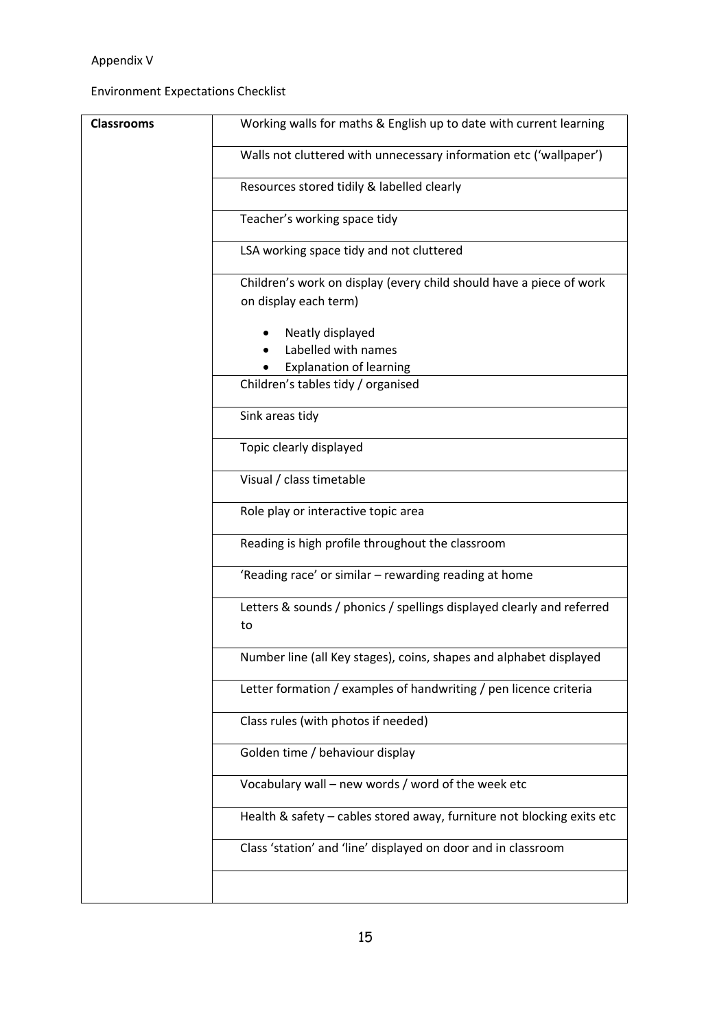Appendix V

Environment Expectations Checklist

| **Classrooms** | Working walls for maths & English up to date with current learning |
|---|---|
| | Walls not cluttered with unnecessary information etc ('wallpaper') |
| | Resources stored tidily & labelled clearly |
| | Teacher's working space tidy |
| | LSA working space tidy and not cluttered |
| | Children's work on display (every child should have a piece of work on display each term)<br>• Neatly displayed<br>• Labelled with names<br>• Explanation of learning |
| | Children's tables tidy / organised |
| | Sink areas tidy |
| | Topic clearly displayed |
| | Visual / class timetable |
| | Role play or interactive topic area |
| | Reading is high profile throughout the classroom |
| | 'Reading race' or similar – rewarding reading at home |
| | Letters & sounds / phonics / spellings displayed clearly and referred to |
| | Number line (all Key stages), coins, shapes and alphabet displayed |
| | Letter formation / examples of handwriting / pen licence criteria |
| | Class rules (with photos if needed) |
| | Golden time / behaviour display |
| | Vocabulary wall – new words / word of the week etc |
| | Health & safety – cables stored away, furniture not blocking exits etc |
| | Class 'station' and 'line' displayed on door and in classroom |
| | |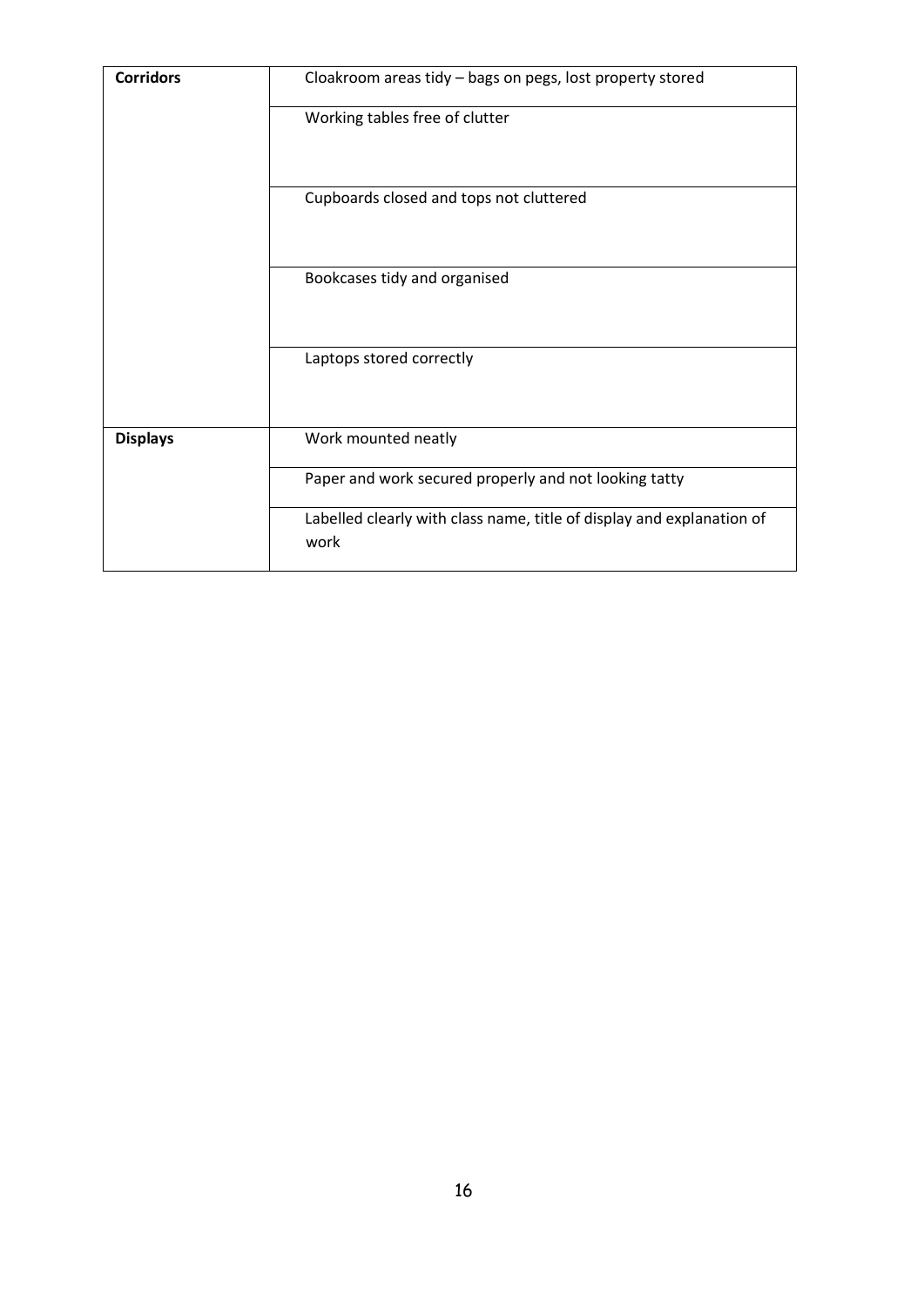| | |
|---|---|
| **Corridors** | Cloakroom areas tidy – bags on pegs, lost property stored |
| | Working tables free of clutter |
| | Cupboards closed and tops not cluttered |
| | Bookcases tidy and organised |
| | Laptops stored correctly |
| **Displays** | Work mounted neatly |
| | Paper and work secured properly and not looking tatty |
| | Labelled clearly with class name, title of display and explanation of work |